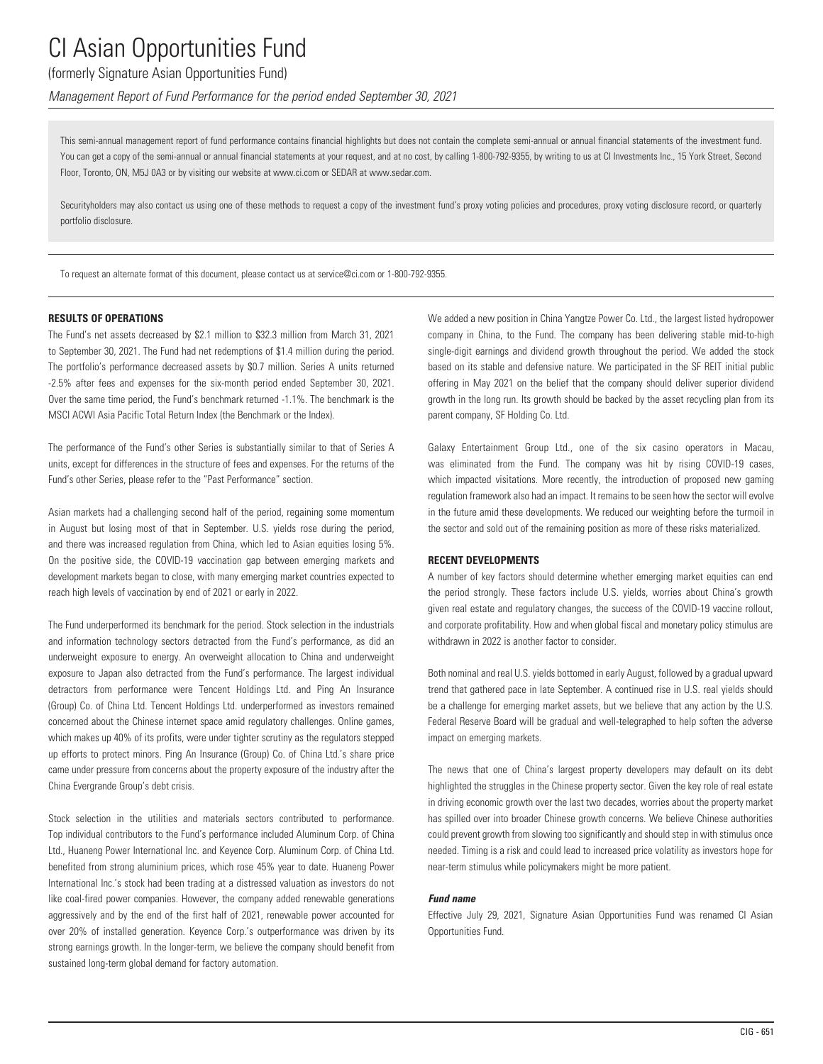# CI Asian Opportunities Fund

(formerly Signature Asian Opportunities Fund)

*Management Report of Fund Performance for the period ended September 30, 2021*

This semi-annual management report of fund performance contains financial highlights but does not contain the complete semi-annual or annual financial statements of the investment fund. You can get a copy of the semi-annual or annual financial statements at your request, and at no cost, by calling 1-800-792-9355, by writing to us at CI Investments Inc., 15 York Street, Second Floor, Toronto, ON, M5J 0A3 or by visiting our website at www.ci.com or SEDAR at www.sedar.com.

Securityholders may also contact us using one of these methods to request a copy of the investment fund's proxy voting policies and procedures, proxy voting disclosure record, or quarterly portfolio disclosure.

To request an alternate format of this document, please contact us at service@ci.com or 1-800-792-9355.

## RESULTS OF OPERATIONS

The Fund's net assets decreased by $2.1 million to $32.3 million from March 31, 2021 to September 30, 2021. The Fund had net redemptions of $1.4 million during the period. The portfolio's performance decreased assets by $0.7 million. Series A units returned -2.5% after fees and expenses for the six-month period ended September 30, 2021. Over the same time period, the Fund's benchmark returned -1.1%. The benchmark is the MSCI ACWI Asia Pacific Total Return Index (the Benchmark or the Index).

The performance of the Fund's other Series is substantially similar to that of Series A units, except for differences in the structure of fees and expenses. For the returns of the Fund's other Series, please refer to the "Past Performance" section.

Asian markets had a challenging second half of the period, regaining some momentum in August but losing most of that in September. U.S. yields rose during the period, and there was increased regulation from China, which led to Asian equities losing 5%. On the positive side, the COVID-19 vaccination gap between emerging markets and development markets began to close, with many emerging market countries expected to reach high levels of vaccination by end of 2021 or early in 2022.

The Fund underperformed its benchmark for the period. Stock selection in the industrials and information technology sectors detracted from the Fund's performance, as did an underweight exposure to energy. An overweight allocation to China and underweight exposure to Japan also detracted from the Fund's performance. The largest individual detractors from performance were Tencent Holdings Ltd. and Ping An Insurance (Group) Co. of China Ltd. Tencent Holdings Ltd. underperformed as investors remained concerned about the Chinese internet space amid regulatory challenges. Online games, which makes up 40% of its profits, were under tighter scrutiny as the regulators stepped up efforts to protect minors. Ping An Insurance (Group) Co. of China Ltd.'s share price came under pressure from concerns about the property exposure of the industry after the China Evergrande Group's debt crisis.

Stock selection in the utilities and materials sectors contributed to performance. Top individual contributors to the Fund's performance included Aluminum Corp. of China Ltd., Huaneng Power International Inc. and Keyence Corp. Aluminum Corp. of China Ltd. benefited from strong aluminium prices, which rose 45% year to date. Huaneng Power International Inc.'s stock had been trading at a distressed valuation as investors do not like coal-fired power companies. However, the company added renewable generations aggressively and by the end of the first half of 2021, renewable power accounted for over 20% of installed generation. Keyence Corp.'s outperformance was driven by its strong earnings growth. In the longer-term, we believe the company should benefit from sustained long-term global demand for factory automation.

We added a new position in China Yangtze Power Co. Ltd., the largest listed hydropower company in China, to the Fund. The company has been delivering stable mid-to-high single-digit earnings and dividend growth throughout the period. We added the stock based on its stable and defensive nature. We participated in the SF REIT initial public offering in May 2021 on the belief that the company should deliver superior dividend growth in the long run. Its growth should be backed by the asset recycling plan from its parent company, SF Holding Co. Ltd.

Galaxy Entertainment Group Ltd., one of the six casino operators in Macau, was eliminated from the Fund. The company was hit by rising COVID-19 cases, which impacted visitations. More recently, the introduction of proposed new gaming regulation framework also had an impact. It remains to be seen how the sector will evolve in the future amid these developments. We reduced our weighting before the turmoil in the sector and sold out of the remaining position as more of these risks materialized.

## RECENT DEVELOPMENTS

A number of key factors should determine whether emerging market equities can end the period strongly. These factors include U.S. yields, worries about China's growth given real estate and regulatory changes, the success of the COVID-19 vaccine rollout, and corporate profitability. How and when global fiscal and monetary policy stimulus are withdrawn in 2022 is another factor to consider.

Both nominal and real U.S. yields bottomed in early August, followed by a gradual upward trend that gathered pace in late September. A continued rise in U.S. real yields should be a challenge for emerging market assets, but we believe that any action by the U.S. Federal Reserve Board will be gradual and well-telegraphed to help soften the adverse impact on emerging markets.

The news that one of China's largest property developers may default on its debt highlighted the struggles in the Chinese property sector. Given the key role of real estate in driving economic growth over the last two decades, worries about the property market has spilled over into broader Chinese growth concerns. We believe Chinese authorities could prevent growth from slowing too significantly and should step in with stimulus once needed. Timing is a risk and could lead to increased price volatility as investors hope for near-term stimulus while policymakers might be more patient.

***Fund name***

Effective July 29, 2021, Signature Asian Opportunities Fund was renamed CI Asian Opportunities Fund.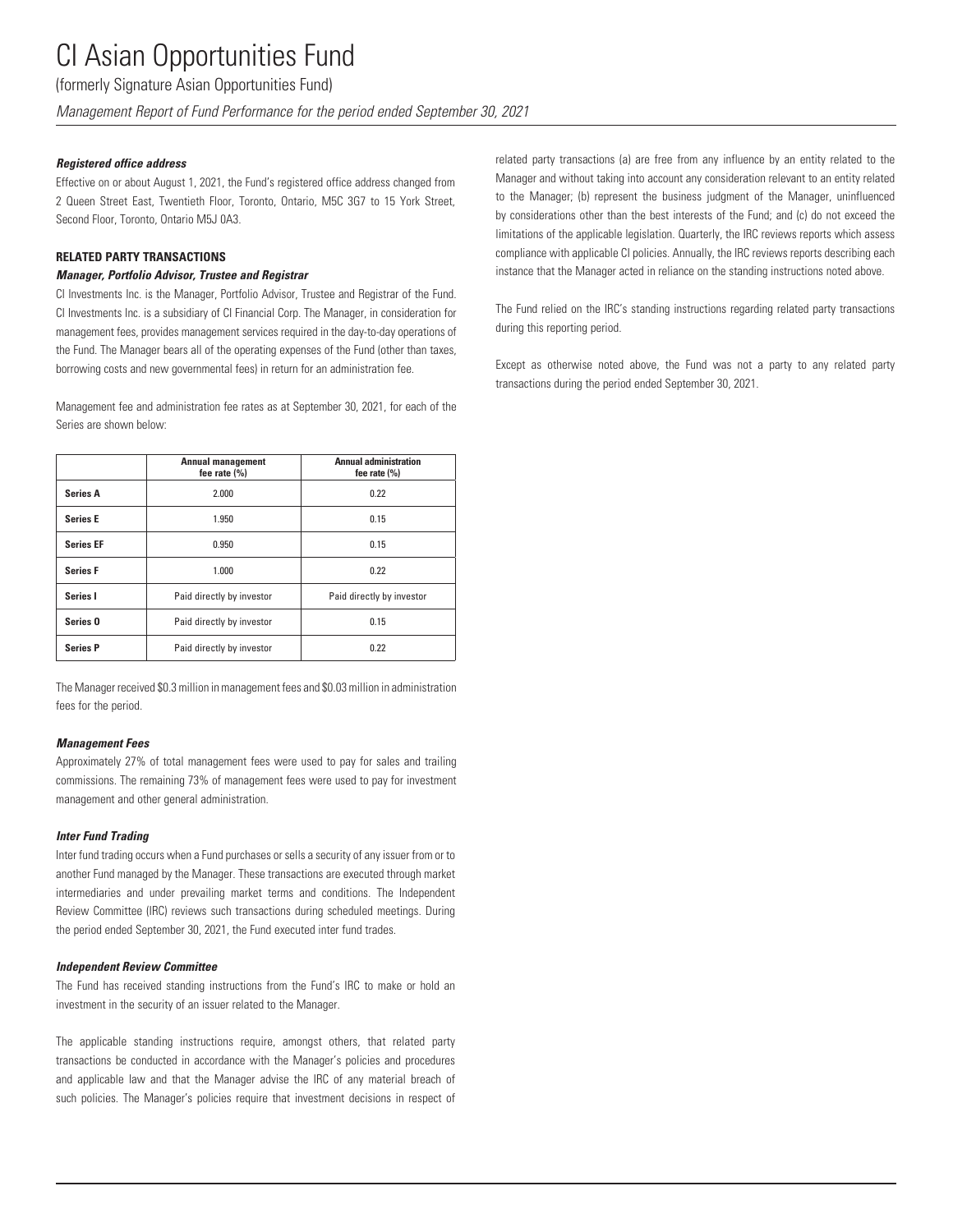### Registered office address

Effective on or about August 1, 2021, the Fund's registered office address changed from 2 Queen Street East, Twentieth Floor, Toronto, Ontario, M5C 3G7 to 15 York Street, Second Floor, Toronto, Ontario M5J 0A3.

## RELATED PARTY TRANSACTIONS

### Manager, Portfolio Advisor, Trustee and Registrar

CI Investments Inc. is the Manager, Portfolio Advisor, Trustee and Registrar of the Fund. CI Investments Inc. is a subsidiary of CI Financial Corp. The Manager, in consideration for management fees, provides management services required in the day-to-day operations of the Fund. The Manager bears all of the operating expenses of the Fund (other than taxes, borrowing costs and new governmental fees) in return for an administration fee.

Management fee and administration fee rates as at September 30, 2021, for each of the Series are shown below:

| | Annual management fee rate (%) | Annual administration fee rate (%) |
|---|---|---|
| **Series A** | 2.000 | 0.22 |
| **Series E** | 1.950 | 0.15 |
| **Series EF** | 0.950 | 0.15 |
| **Series F** | 1.000 | 0.22 |
| **Series I** | Paid directly by investor | Paid directly by investor |
| **Series O** | Paid directly by investor | 0.15 |
| **Series P** | Paid directly by investor | 0.22 |

The Manager received $0.3 million in management fees and $0.03 million in administration fees for the period.

### Management Fees

Approximately 27% of total management fees were used to pay for sales and trailing commissions. The remaining 73% of management fees were used to pay for investment management and other general administration.

### Inter Fund Trading

Inter fund trading occurs when a Fund purchases or sells a security of any issuer from or to another Fund managed by the Manager. These transactions are executed through market intermediaries and under prevailing market terms and conditions. The Independent Review Committee (IRC) reviews such transactions during scheduled meetings. During the period ended September 30, 2021, the Fund executed inter fund trades.

### Independent Review Committee

The Fund has received standing instructions from the Fund's IRC to make or hold an investment in the security of an issuer related to the Manager.

The applicable standing instructions require, amongst others, that related party transactions be conducted in accordance with the Manager's policies and procedures and applicable law and that the Manager advise the IRC of any material breach of such policies. The Manager's policies require that investment decisions in respect of related party transactions (a) are free from any influence by an entity related to the Manager and without taking into account any consideration relevant to an entity related to the Manager; (b) represent the business judgment of the Manager, uninfluenced by considerations other than the best interests of the Fund; and (c) do not exceed the limitations of the applicable legislation. Quarterly, the IRC reviews reports which assess compliance with applicable CI policies. Annually, the IRC reviews reports describing each instance that the Manager acted in reliance on the standing instructions noted above.

The Fund relied on the IRC's standing instructions regarding related party transactions during this reporting period.

Except as otherwise noted above, the Fund was not a party to any related party transactions during the period ended September 30, 2021.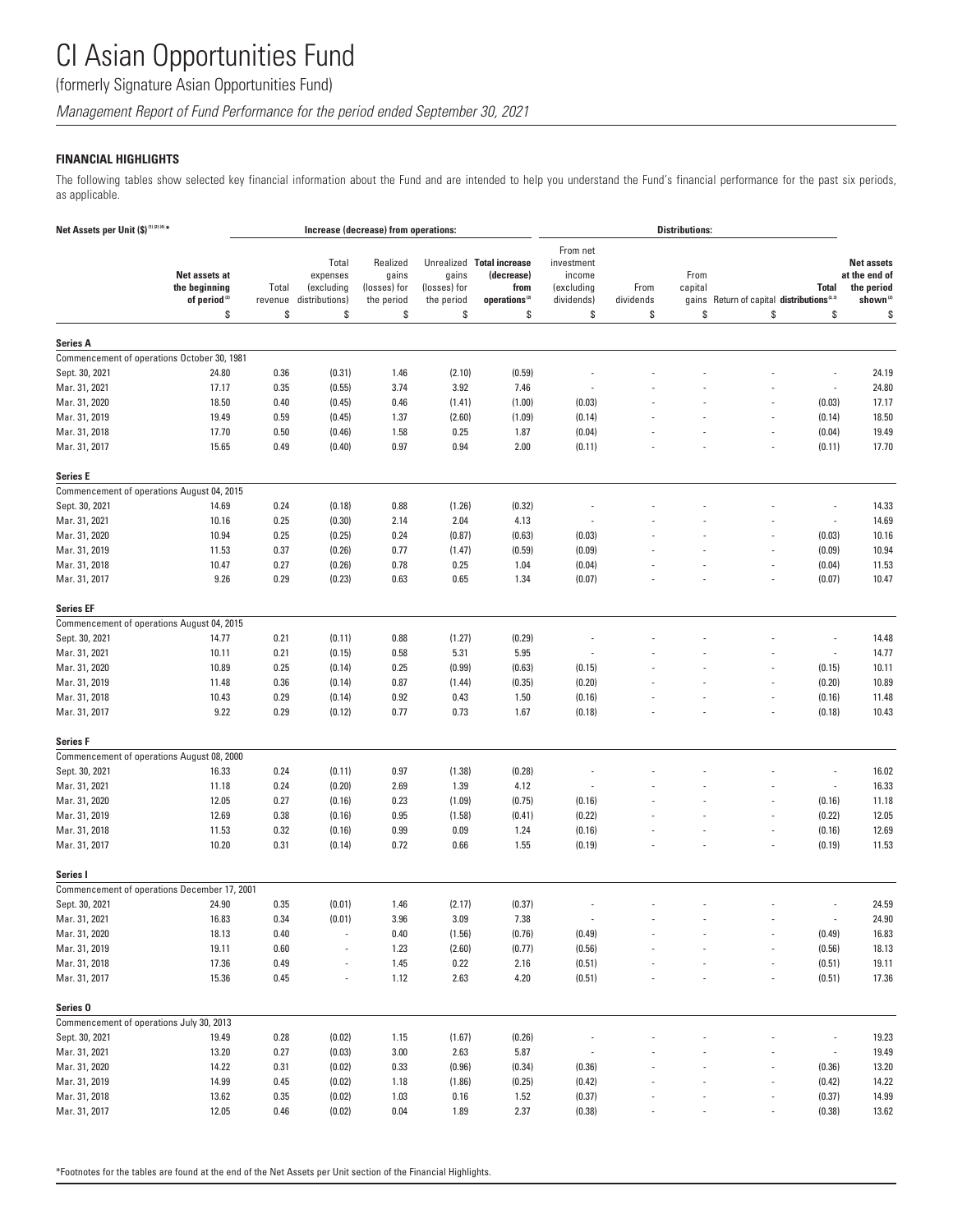# CI Asian Opportunities Fund

(formerly Signature Asian Opportunities Fund)

*Management Report of Fund Performance for the period ended September 30, 2021*

**FINANCIAL HIGHLIGHTS**

The following tables show selected key financial information about the Fund and are intended to help you understand the Fund's financial performance for the past six periods, as applicable.

| Net Assets per Unit ($)[(1)(2)(4)]* | | Increase (decrease) from operations: | | | | | Distributions: | | | | | | |
|---|---|---|---|---|---|---|---|---|---|---|---|---|---|
| | Net assets at the beginning of period[(2)] | Total revenue | Total expenses (excluding distributions) | Realized gains (losses) for the period | Unrealized gains (losses) for the period | Total increase (decrease) from operations[(2)] | From net investment income (excluding dividends) | From dividends | From capital gains | Return of capital | Total distributions[(2,3)] | Net assets at the end of the period shown[(2)] |
| | $ | $ | $ | $ | $ | $ | $ | $ | $ | $ | $ | $ |
| **Series A** | | | | | | | | | | | | |
| Commencement of operations October 30, 1981 | | | | | | | | | | | | |
| Sept. 30, 2021 | 24.80 | 0.36 | (0.31) | 1.46 | (2.10) | (0.59) | - | - | - | - | - | 24.19 |
| Mar. 31, 2021 | 17.17 | 0.35 | (0.55) | 3.74 | 3.92 | 7.46 | - | - | - | - | - | 24.80 |
| Mar. 31, 2020 | 18.50 | 0.40 | (0.45) | 0.46 | (1.41) | (1.00) | (0.03) | - | - | - | (0.03) | 17.17 |
| Mar. 31, 2019 | 19.49 | 0.59 | (0.45) | 1.37 | (2.60) | (1.09) | (0.14) | - | - | - | (0.14) | 18.50 |
| Mar. 31, 2018 | 17.70 | 0.50 | (0.46) | 1.58 | 0.25 | 1.87 | (0.04) | - | - | - | (0.04) | 19.49 |
| Mar. 31, 2017 | 15.65 | 0.49 | (0.40) | 0.97 | 0.94 | 2.00 | (0.11) | - | - | - | (0.11) | 17.70 |
| **Series E** | | | | | | | | | | | | |
| Commencement of operations August 04, 2015 | | | | | | | | | | | | |
| Sept. 30, 2021 | 14.69 | 0.24 | (0.18) | 0.88 | (1.26) | (0.32) | - | - | - | - | - | 14.33 |
| Mar. 31, 2021 | 10.16 | 0.25 | (0.30) | 2.14 | 2.04 | 4.13 | - | - | - | - | - | 14.69 |
| Mar. 31, 2020 | 10.94 | 0.25 | (0.25) | 0.24 | (0.87) | (0.63) | (0.03) | - | - | - | (0.03) | 10.16 |
| Mar. 31, 2019 | 11.53 | 0.37 | (0.26) | 0.77 | (1.47) | (0.59) | (0.09) | - | - | - | (0.09) | 10.94 |
| Mar. 31, 2018 | 10.47 | 0.27 | (0.26) | 0.78 | 0.25 | 1.04 | (0.04) | - | - | - | (0.04) | 11.53 |
| Mar. 31, 2017 | 9.26 | 0.29 | (0.23) | 0.63 | 0.65 | 1.34 | (0.07) | - | - | - | (0.07) | 10.47 |
| **Series EF** | | | | | | | | | | | | |
| Commencement of operations August 04, 2015 | | | | | | | | | | | | |
| Sept. 30, 2021 | 14.77 | 0.21 | (0.11) | 0.88 | (1.27) | (0.29) | - | - | - | - | - | 14.48 |
| Mar. 31, 2021 | 10.11 | 0.21 | (0.15) | 0.58 | 5.31 | 5.95 | - | - | - | - | - | 14.77 |
| Mar. 31, 2020 | 10.89 | 0.25 | (0.14) | 0.25 | (0.99) | (0.63) | (0.15) | - | - | - | (0.15) | 10.11 |
| Mar. 31, 2019 | 11.48 | 0.36 | (0.14) | 0.87 | (1.44) | (0.35) | (0.20) | - | - | - | (0.20) | 10.89 |
| Mar. 31, 2018 | 10.43 | 0.29 | (0.14) | 0.92 | 0.43 | 1.50 | (0.16) | - | - | - | (0.16) | 11.48 |
| Mar. 31, 2017 | 9.22 | 0.29 | (0.12) | 0.77 | 0.73 | 1.67 | (0.18) | - | - | - | (0.18) | 10.43 |
| **Series F** | | | | | | | | | | | | |
| Commencement of operations August 08, 2000 | | | | | | | | | | | | |
| Sept. 30, 2021 | 16.33 | 0.24 | (0.11) | 0.97 | (1.38) | (0.28) | - | - | - | - | - | 16.02 |
| Mar. 31, 2021 | 11.18 | 0.24 | (0.20) | 2.69 | 1.39 | 4.12 | - | - | - | - | - | 16.33 |
| Mar. 31, 2020 | 12.05 | 0.27 | (0.16) | 0.23 | (1.09) | (0.75) | (0.16) | - | - | - | (0.16) | 11.18 |
| Mar. 31, 2019 | 12.69 | 0.38 | (0.16) | 0.95 | (1.58) | (0.41) | (0.22) | - | - | - | (0.22) | 12.05 |
| Mar. 31, 2018 | 11.53 | 0.32 | (0.16) | 0.99 | 0.09 | 1.24 | (0.16) | - | - | - | (0.16) | 12.69 |
| Mar. 31, 2017 | 10.20 | 0.31 | (0.14) | 0.72 | 0.66 | 1.55 | (0.19) | - | - | - | (0.19) | 11.53 |
| **Series I** | | | | | | | | | | | | |
| Commencement of operations December 17, 2001 | | | | | | | | | | | | |
| Sept. 30, 2021 | 24.90 | 0.35 | (0.01) | 1.46 | (2.17) | (0.37) | - | - | - | - | - | 24.59 |
| Mar. 31, 2021 | 16.83 | 0.34 | (0.01) | 3.96 | 3.09 | 7.38 | - | - | - | - | - | 24.90 |
| Mar. 31, 2020 | 18.13 | 0.40 | - | 0.40 | (1.56) | (0.76) | (0.49) | - | - | - | (0.49) | 16.83 |
| Mar. 31, 2019 | 19.11 | 0.60 | - | 1.23 | (2.60) | (0.77) | (0.56) | - | - | - | (0.56) | 18.13 |
| Mar. 31, 2018 | 17.36 | 0.49 | - | 1.45 | 0.22 | 2.16 | (0.51) | - | - | - | (0.51) | 19.11 |
| Mar. 31, 2017 | 15.36 | 0.45 | - | 1.12 | 2.63 | 4.20 | (0.51) | - | - | - | (0.51) | 17.36 |
| **Series O** | | | | | | | | | | | | |
| Commencement of operations July 30, 2013 | | | | | | | | | | | | |
| Sept. 30, 2021 | 19.49 | 0.28 | (0.02) | 1.15 | (1.67) | (0.26) | - | - | - | - | - | 19.23 |
| Mar. 31, 2021 | 13.20 | 0.27 | (0.03) | 3.00 | 2.63 | 5.87 | - | - | - | - | - | 19.49 |
| Mar. 31, 2020 | 14.22 | 0.31 | (0.02) | 0.33 | (0.96) | (0.34) | (0.36) | - | - | - | (0.36) | 13.20 |
| Mar. 31, 2019 | 14.99 | 0.45 | (0.02) | 1.18 | (1.86) | (0.25) | (0.42) | - | - | - | (0.42) | 14.22 |
| Mar. 31, 2018 | 13.62 | 0.35 | (0.02) | 1.03 | 0.16 | 1.52 | (0.37) | - | - | - | (0.37) | 14.99 |
| Mar. 31, 2017 | 12.05 | 0.46 | (0.02) | 0.04 | 1.89 | 2.37 | (0.38) | - | - | - | (0.38) | 13.62 |

*Footnotes for the tables are found at the end of the Net Assets per Unit section of the Financial Highlights.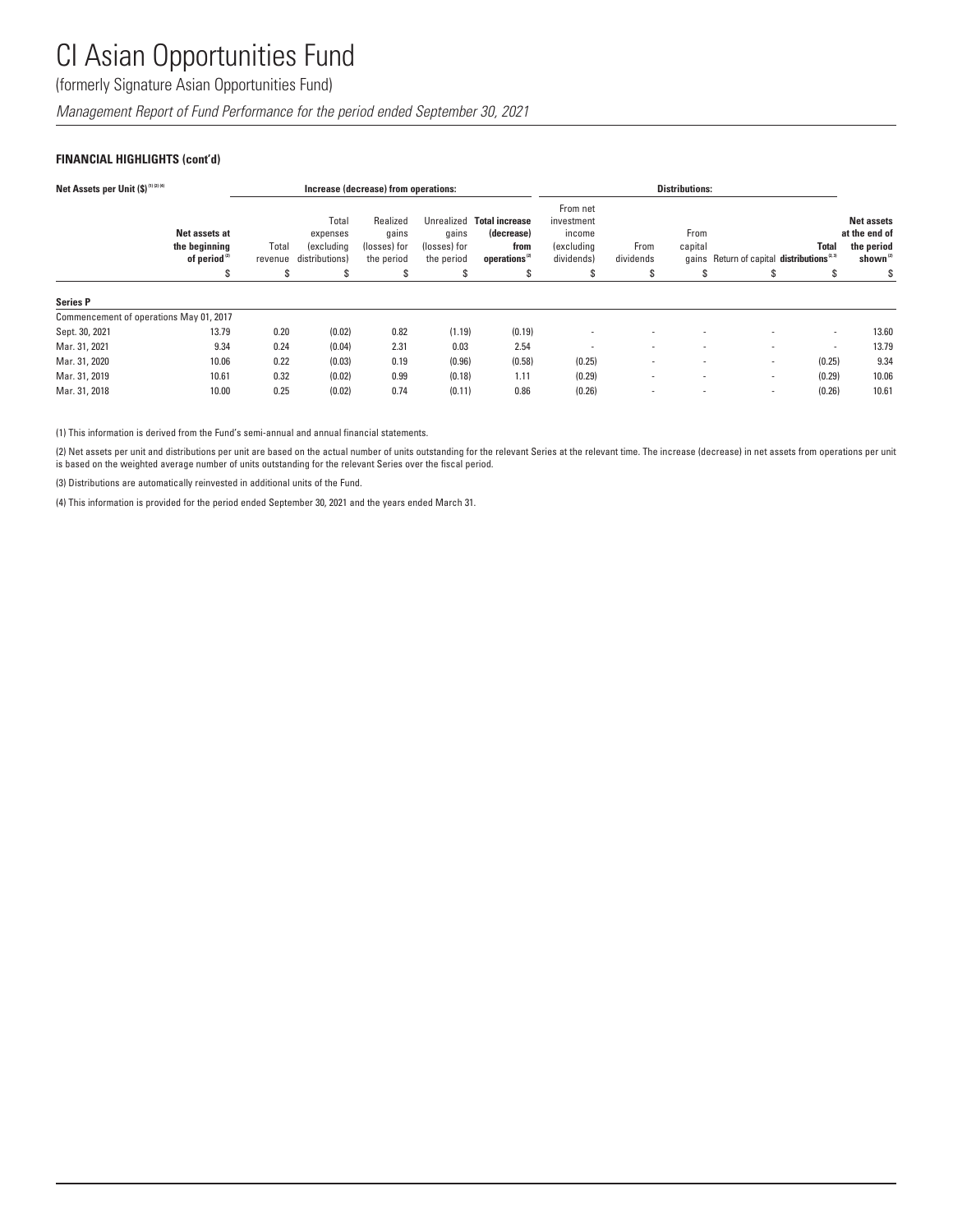# CI Asian Opportunities Fund

(formerly Signature Asian Opportunities Fund)

*Management Report of Fund Performance for the period ended September 30, 2021*

**FINANCIAL HIGHLIGHTS (cont'd)**

| Net Assets per Unit ($) [1][2][4] | | Increase (decrease) from operations: | | | | | Distributions: | | | | | |
|---|---|---|---|---|---|---|---|---|---|---|---|---|
| | **Net assets at the beginning of period** [2] | Total revenue | Total expenses (excluding distributions) | Realized gains (losses) for the period | Unrealized gains (losses) for the period | **Total increase (decrease) from operations** [2] | From net investment income (excluding dividends) | From dividends | From capital gains | Return of capital | **Total distributions** [2,3] | **Net assets at the end of the period shown** [2] |
| | $ | $ | $ | $ | $ | $ | $ | $ | $ | $ | $ | $ |
| **Series P** | | | | | | | | | | | | |
| Commencement of operations May 01, 2017 | | | | | | | | | | | | |
| Sept. 30, 2021 | 13.79 | 0.20 | (0.02) | 0.82 | (1.19) | (0.19) | - | - | - | - | - | 13.60 |
| Mar. 31, 2021 | 9.34 | 0.24 | (0.04) | 2.31 | 0.03 | 2.54 | - | - | - | - | - | 13.79 |
| Mar. 31, 2020 | 10.06 | 0.22 | (0.03) | 0.19 | (0.96) | (0.58) | (0.25) | - | - | - | (0.25) | 9.34 |
| Mar. 31, 2019 | 10.61 | 0.32 | (0.02) | 0.99 | (0.18) | 1.11 | (0.29) | - | - | - | (0.29) | 10.06 |
| Mar. 31, 2018 | 10.00 | 0.25 | (0.02) | 0.74 | (0.11) | 0.86 | (0.26) | - | - | - | (0.26) | 10.61 |

(1) This information is derived from the Fund's semi-annual and annual financial statements.

(2) Net assets per unit and distributions per unit are based on the actual number of units outstanding for the relevant Series at the relevant time. The increase (decrease) in net assets from operations per unit is based on the weighted average number of units outstanding for the relevant Series over the fiscal period.

(3) Distributions are automatically reinvested in additional units of the Fund.

(4) This information is provided for the period ended September 30, 2021 and the years ended March 31.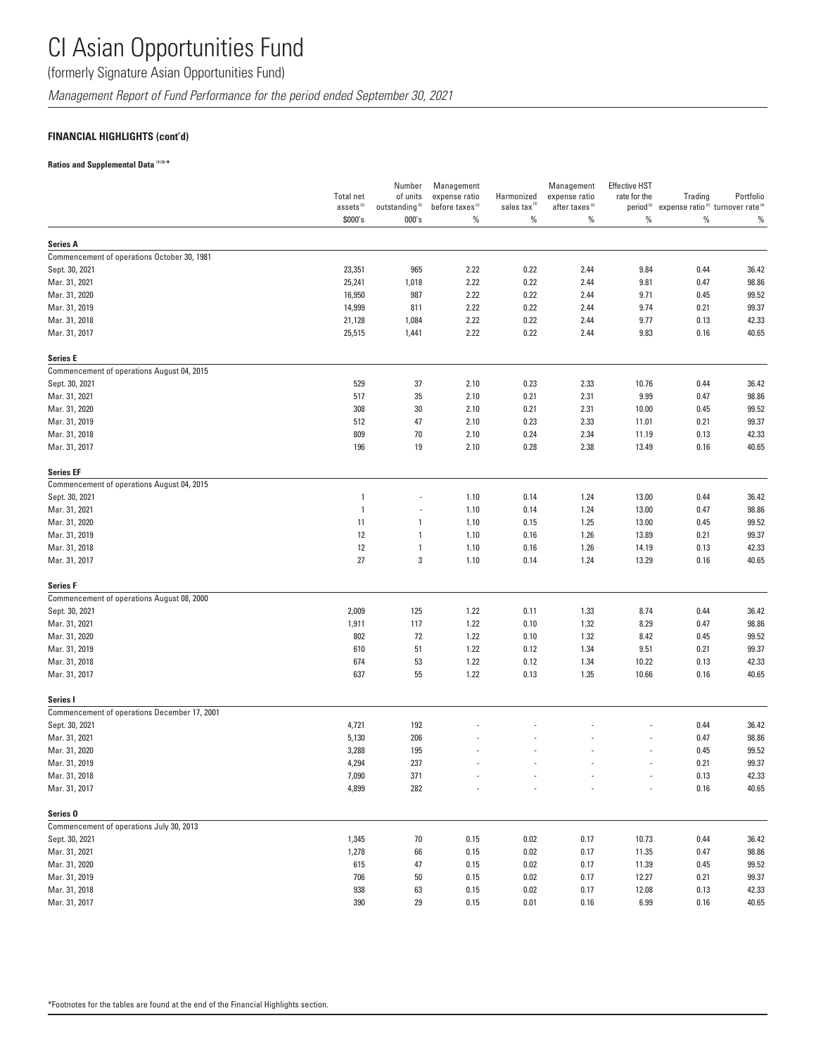# CI Asian Opportunities Fund

(formerly Signature Asian Opportunities Fund)

*Management Report of Fund Performance for the period ended September 30, 2021*

**FINANCIAL HIGHLIGHTS (cont'd)**

**Ratios and Supplemental Data [1][5] ***

| | Total net assets[5] | Number of units outstanding[5] | Management expense ratio before taxes[2] | Harmonized sales tax[2] | Management expense ratio after taxes[2] | Effective HST rate for the period[2] | Trading expense ratio[3] | Portfolio turnover rate[4] |
|---|---|---|---|---|---|---|---|---|
| | $000's | 000's | % | % | % | % | % | % |
| **Series A** | | | | | | | | |
| Commencement of operations October 30, 1981 | | | | | | | | |
| Sept. 30, 2021 | 23,351 | 965 | 2.22 | 0.22 | 2.44 | 9.84 | 0.44 | 36.42 |
| Mar. 31, 2021 | 25,241 | 1,018 | 2.22 | 0.22 | 2.44 | 9.81 | 0.47 | 98.86 |
| Mar. 31, 2020 | 16,950 | 987 | 2.22 | 0.22 | 2.44 | 9.71 | 0.45 | 99.52 |
| Mar. 31, 2019 | 14,999 | 811 | 2.22 | 0.22 | 2.44 | 9.74 | 0.21 | 99.37 |
| Mar. 31, 2018 | 21,128 | 1,084 | 2.22 | 0.22 | 2.44 | 9.77 | 0.13 | 42.33 |
| Mar. 31, 2017 | 25,515 | 1,441 | 2.22 | 0.22 | 2.44 | 9.83 | 0.16 | 40.65 |
| **Series E** | | | | | | | | |
| Commencement of operations August 04, 2015 | | | | | | | | |
| Sept. 30, 2021 | 529 | 37 | 2.10 | 0.23 | 2.33 | 10.76 | 0.44 | 36.42 |
| Mar. 31, 2021 | 517 | 35 | 2.10 | 0.21 | 2.31 | 9.99 | 0.47 | 98.86 |
| Mar. 31, 2020 | 308 | 30 | 2.10 | 0.21 | 2.31 | 10.00 | 0.45 | 99.52 |
| Mar. 31, 2019 | 512 | 47 | 2.10 | 0.23 | 2.33 | 11.01 | 0.21 | 99.37 |
| Mar. 31, 2018 | 809 | 70 | 2.10 | 0.24 | 2.34 | 11.19 | 0.13 | 42.33 |
| Mar. 31, 2017 | 196 | 19 | 2.10 | 0.28 | 2.38 | 13.49 | 0.16 | 40.65 |
| **Series EF** | | | | | | | | |
| Commencement of operations August 04, 2015 | | | | | | | | |
| Sept. 30, 2021 | 1 | - | 1.10 | 0.14 | 1.24 | 13.00 | 0.44 | 36.42 |
| Mar. 31, 2021 | 1 | - | 1.10 | 0.14 | 1.24 | 13.00 | 0.47 | 98.86 |
| Mar. 31, 2020 | 11 | 1 | 1.10 | 0.15 | 1.25 | 13.00 | 0.45 | 99.52 |
| Mar. 31, 2019 | 12 | 1 | 1.10 | 0.16 | 1.26 | 13.89 | 0.21 | 99.37 |
| Mar. 31, 2018 | 12 | 1 | 1.10 | 0.16 | 1.26 | 14.19 | 0.13 | 42.33 |
| Mar. 31, 2017 | 27 | 3 | 1.10 | 0.14 | 1.24 | 13.29 | 0.16 | 40.65 |
| **Series F** | | | | | | | | |
| Commencement of operations August 08, 2000 | | | | | | | | |
| Sept. 30, 2021 | 2,009 | 125 | 1.22 | 0.11 | 1.33 | 8.74 | 0.44 | 36.42 |
| Mar. 31, 2021 | 1,911 | 117 | 1.22 | 0.10 | 1.32 | 8.29 | 0.47 | 98.86 |
| Mar. 31, 2020 | 802 | 72 | 1.22 | 0.10 | 1.32 | 8.42 | 0.45 | 99.52 |
| Mar. 31, 2019 | 610 | 51 | 1.22 | 0.12 | 1.34 | 9.51 | 0.21 | 99.37 |
| Mar. 31, 2018 | 674 | 53 | 1.22 | 0.12 | 1.34 | 10.22 | 0.13 | 42.33 |
| Mar. 31, 2017 | 637 | 55 | 1.22 | 0.13 | 1.35 | 10.66 | 0.16 | 40.65 |
| **Series I** | | | | | | | | |
| Commencement of operations December 17, 2001 | | | | | | | | |
| Sept. 30, 2021 | 4,721 | 192 | - | - | - | - | 0.44 | 36.42 |
| Mar. 31, 2021 | 5,130 | 206 | - | - | - | - | 0.47 | 98.86 |
| Mar. 31, 2020 | 3,288 | 195 | - | - | - | - | 0.45 | 99.52 |
| Mar. 31, 2019 | 4,294 | 237 | - | - | - | - | 0.21 | 99.37 |
| Mar. 31, 2018 | 7,090 | 371 | - | - | - | - | 0.13 | 42.33 |
| Mar. 31, 2017 | 4,899 | 282 | - | - | - | - | 0.16 | 40.65 |
| **Series O** | | | | | | | | |
| Commencement of operations July 30, 2013 | | | | | | | | |
| Sept. 30, 2021 | 1,345 | 70 | 0.15 | 0.02 | 0.17 | 10.73 | 0.44 | 36.42 |
| Mar. 31, 2021 | 1,278 | 66 | 0.15 | 0.02 | 0.17 | 11.35 | 0.47 | 98.86 |
| Mar. 31, 2020 | 615 | 47 | 0.15 | 0.02 | 0.17 | 11.39 | 0.45 | 99.52 |
| Mar. 31, 2019 | 706 | 50 | 0.15 | 0.02 | 0.17 | 12.27 | 0.21 | 99.37 |
| Mar. 31, 2018 | 938 | 63 | 0.15 | 0.02 | 0.17 | 12.08 | 0.13 | 42.33 |
| Mar. 31, 2017 | 390 | 29 | 0.15 | 0.01 | 0.16 | 6.99 | 0.16 | 40.65 |

*Footnotes for the tables are found at the end of the Financial Highlights section.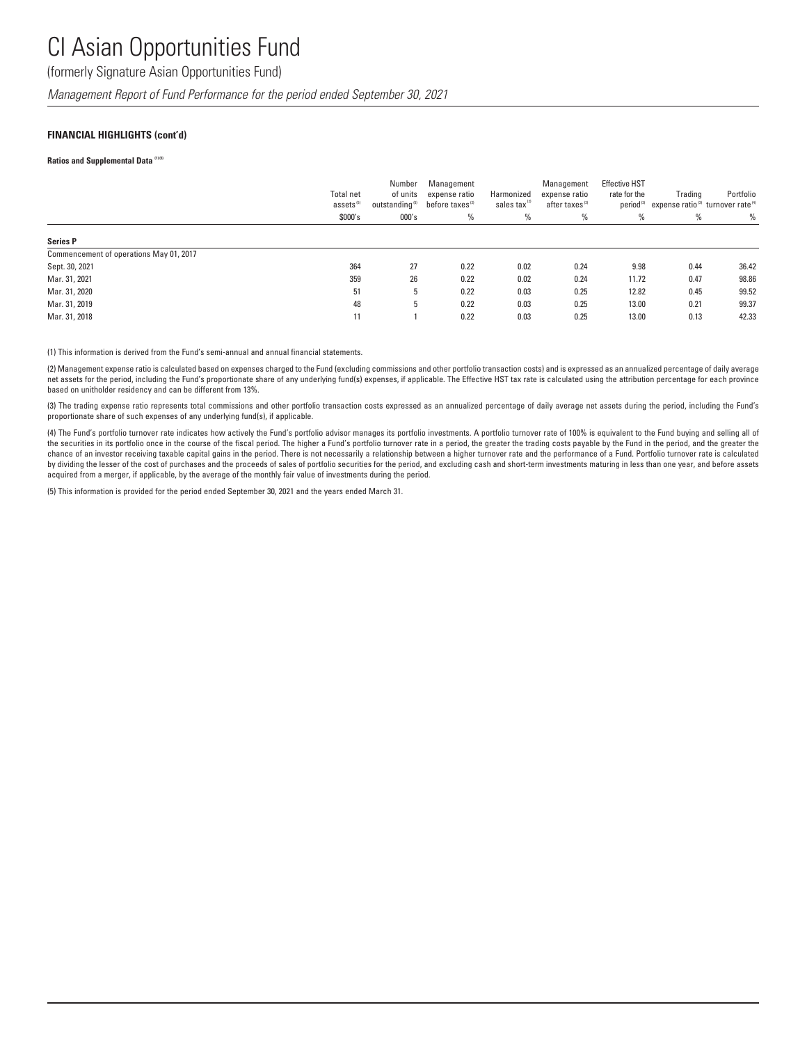# CI Asian Opportunities Fund

(formerly Signature Asian Opportunities Fund)

*Management Report of Fund Performance for the period ended September 30, 2021*

**FINANCIAL HIGHLIGHTS (cont'd)**

**Ratios and Supplemental Data** [1][5]

| | Total net assets [1] | Number of units outstanding [5] | Management expense ratio before taxes [2] | Harmonized sales tax [2] | Management expense ratio after taxes [2] | Effective HST rate for the period [2] | Trading expense ratio [3] | Portfolio turnover rate [4] |
|---|---|---|---|---|---|---|---|---|
| | $000's | 000's | % | % | % | % | % | % |
| **Series P** | | | | | | | | |
| Commencement of operations May 01, 2017 | | | | | | | | |
| Sept. 30, 2021 | 364 | 27 | 0.22 | 0.02 | 0.24 | 9.98 | 0.44 | 36.42 |
| Mar. 31, 2021 | 359 | 26 | 0.22 | 0.02 | 0.24 | 11.72 | 0.47 | 98.86 |
| Mar. 31, 2020 | 51 | 5 | 0.22 | 0.03 | 0.25 | 12.82 | 0.45 | 99.52 |
| Mar. 31, 2019 | 48 | 5 | 0.22 | 0.03 | 0.25 | 13.00 | 0.21 | 99.37 |
| Mar. 31, 2018 | 11 | 1 | 0.22 | 0.03 | 0.25 | 13.00 | 0.13 | 42.33 |

(1) This information is derived from the Fund's semi-annual and annual financial statements.

(2) Management expense ratio is calculated based on expenses charged to the Fund (excluding commissions and other portfolio transaction costs) and is expressed as an annualized percentage of daily average net assets for the period, including the Fund's proportionate share of any underlying fund(s) expenses, if applicable. The Effective HST tax rate is calculated using the attribution percentage for each province based on unitholder residency and can be different from 13%.

(3) The trading expense ratio represents total commissions and other portfolio transaction costs expressed as an annualized percentage of daily average net assets during the period, including the Fund's proportionate share of such expenses of any underlying fund(s), if applicable.

(4) The Fund's portfolio turnover rate indicates how actively the Fund's portfolio advisor manages its portfolio investments. A portfolio turnover rate of 100% is equivalent to the Fund buying and selling all of the securities in its portfolio once in the course of the fiscal period. The higher a Fund's portfolio turnover rate in a period, the greater the trading costs payable by the Fund in the period, and the greater the chance of an investor receiving taxable capital gains in the period. There is not necessarily a relationship between a higher turnover rate and the performance of a Fund. Portfolio turnover rate is calculated by dividing the lesser of the cost of purchases and the proceeds of sales of portfolio securities for the period, and excluding cash and short-term investments maturing in less than one year, and before assets acquired from a merger, if applicable, by the average of the monthly fair value of investments during the period.

(5) This information is provided for the period ended September 30, 2021 and the years ended March 31.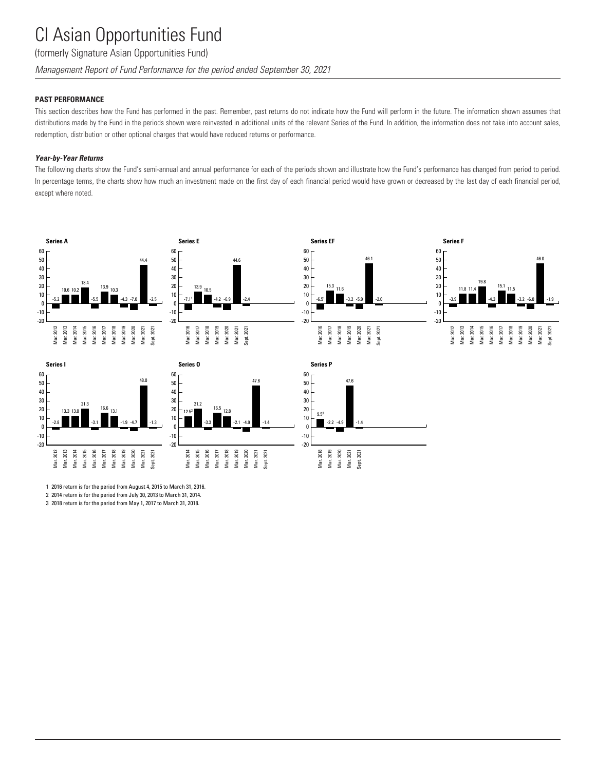# CI Asian Opportunities Fund

(formerly Signature Asian Opportunities Fund)

*Management Report of Fund Performance for the period ended September 30, 2021*

## PAST PERFORMANCE

This section describes how the Fund has performed in the past. Remember, past returns do not indicate how the Fund will perform in the future. The information shown assumes that distributions made by the Fund in the periods shown were reinvested in additional units of the relevant Series of the Fund. In addition, the information does not take into account sales, redemption, distribution or other optional charges that would have reduced returns or performance.

### *Year-by-Year Returns*

The following charts show the Fund's semi-annual and annual performance for each of the periods shown and illustrate how the Fund's performance has changed from period to period. In percentage terms, the charts show how much an investment made on the first day of each financial period would have grown or decreased by the last day of each financial period, except where noted.

**Series A**

| Mar. 2012 | Mar. 2013 | Mar. 2014 | Mar. 2015 | Mar. 2016 | Mar. 2017 | Mar. 2018 | Mar. 2019 | Mar. 2020 | Mar. 2021 | Sept. 2021 |
|---|---|---|---|---|---|---|---|---|---|---|
| -5.2 | 10.6 | 10.2 | 18.4 | -5.5 | 13.9 | 10.3 | -4.3 | -7.0 | 44.4 | -2.5 |

**Series E**

| Mar. 2016 | Mar. 2017 | Mar. 2018 | Mar. 2019 | Mar. 2020 | Mar. 2021 | Sept. 2021 |
|---|---|---|---|---|---|---|
| -7.1[1] | 13.9 | 10.5 | -4.2 | -6.9 | 44.6 | -2.4 |

**Series EF**

| Mar. 2016 | Mar. 2017 | Mar. 2018 | Mar. 2019 | Mar. 2020 | Mar. 2021 | Sept. 2021 |
|---|---|---|---|---|---|---|
| -6.5[1] | 15.3 | 11.6 | -3.2 | -5.9 | 46.1 | -2.0 |

**Series F**

| Mar. 2012 | Mar. 2013 | Mar. 2014 | Mar. 2015 | Mar. 2016 | Mar. 2017 | Mar. 2018 | Mar. 2019 | Mar. 2020 | Mar. 2021 | Sept. 2021 |
|---|---|---|---|---|---|---|---|---|---|---|
| -3.9 | 11.8 | 11.4 | 19.8 | -4.3 | 15.1 | 11.5 | -3.2 | -6.0 | 46.0 | -1.9 |

**Series I**

| Mar. 2012 | Mar. 2013 | Mar. 2014 | Mar. 2015 | Mar. 2016 | Mar. 2017 | Mar. 2018 | Mar. 2019 | Mar. 2020 | Mar. 2021 | Sept. 2021 |
|---|---|---|---|---|---|---|---|---|---|---|
| -2.8 | 13.3 | 13.0 | 21.3 | -3.1 | 16.6 | 13.1 | -1.9 | -4.7 | 48.0 | -1.3 |

**Series O**

| Mar. 2014 | Mar. 2015 | Mar. 2016 | Mar. 2017 | Mar. 2018 | Mar. 2019 | Mar. 2020 | Mar. 2021 | Sept. 2021 |
|---|---|---|---|---|---|---|---|---|
| 12.5[2] | 21.2 | -3.3 | 16.5 | 12.8 | -2.1 | -4.9 | 47.6 | -1.4 |

**Series P**

| Mar. 2018 | Mar. 2019 | Mar. 2020 | Mar. 2021 | Sept. 2021 |
|---|---|---|---|---|
| 9.5[3] | -2.2 | -4.9 | 47.6 | -1.4 |

1 2016 return is for the period from August 4, 2015 to March 31, 2016.

2 2014 return is for the period from July 30, 2013 to March 31, 2014.

3 2018 return is for the period from May 1, 2017 to March 31, 2018.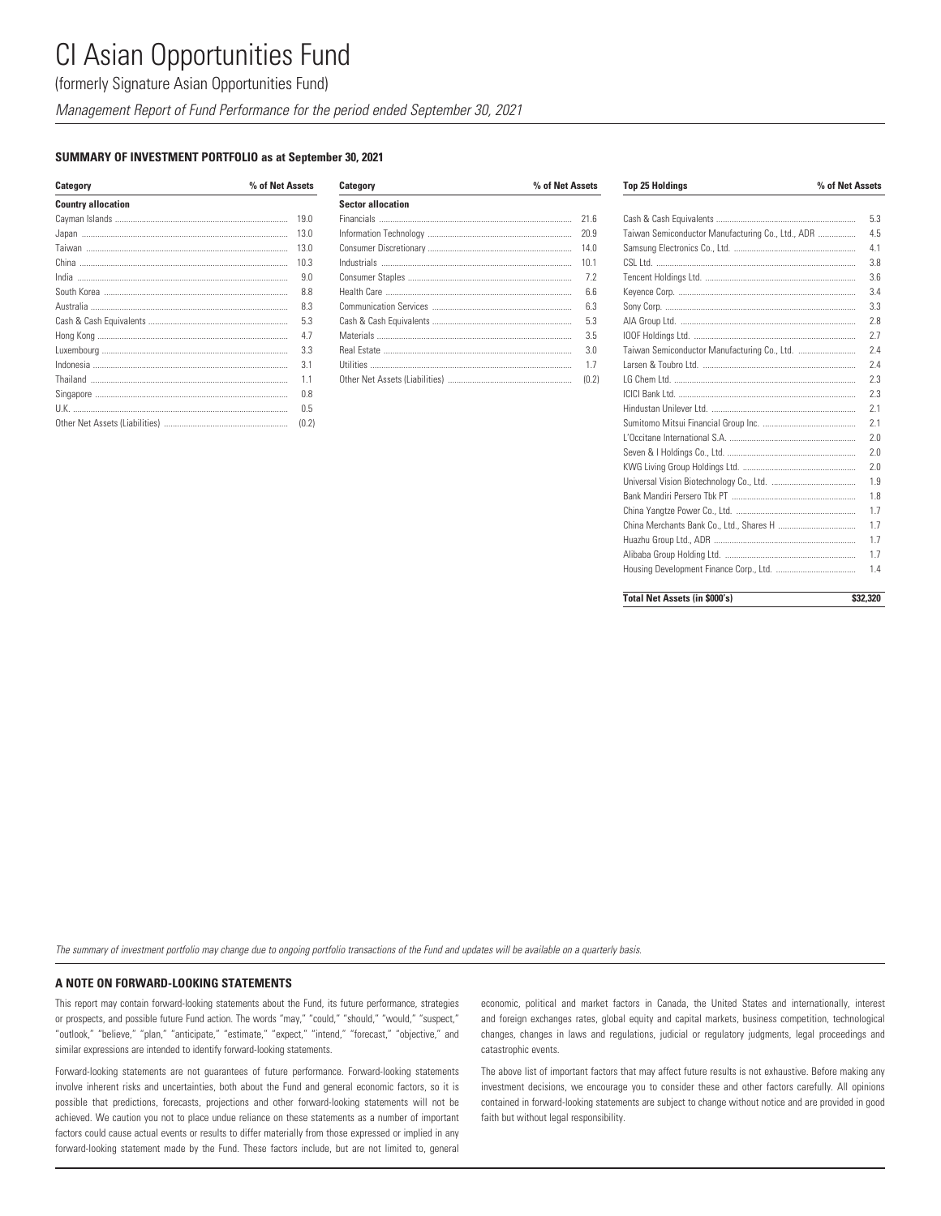// CI Asian Opportunities Fund

(formerly Signature Asian Opportunities Fund)

*Management Report of Fund Performance for the period ended September 30, 2021*

### SUMMARY OF INVESTMENT PORTFOLIO as at September 30, 2021

| Category | % of Net Assets |
|---|---|
| **Country allocation** | |
| Cayman Islands | 19.0 |
| Japan | 13.0 |
| Taiwan | 13.0 |
| China | 10.3 |
| India | 9.0 |
| South Korea | 8.8 |
| Australia | 8.3 |
| Cash & Cash Equivalents | 5.3 |
| Hong Kong | 4.7 |
| Luxembourg | 3.3 |
| Indonesia | 3.1 |
| Thailand | 1.1 |
| Singapore | 0.8 |
| U.K. | 0.5 |
| Other Net Assets (Liabilities) | (0.2) |

| Category | % of Net Assets |
|---|---|
| **Sector allocation** | |
| Financials | 21.6 |
| Information Technology | 20.9 |
| Consumer Discretionary | 14.0 |
| Industrials | 10.1 |
| Consumer Staples | 7.2 |
| Health Care | 6.6 |
| Communication Services | 6.3 |
| Cash & Cash Equivalents | 5.3 |
| Materials | 3.5 |
| Real Estate | 3.0 |
| Utilities | 1.7 |
| Other Net Assets (Liabilities) | (0.2) |

| Top 25 Holdings | % of Net Assets |
|---|---|
| Cash & Cash Equivalents | 5.3 |
| Taiwan Semiconductor Manufacturing Co., Ltd., ADR | 4.5 |
| Samsung Electronics Co., Ltd. | 4.1 |
| CSL Ltd. | 3.8 |
| Tencent Holdings Ltd. | 3.6 |
| Keyence Corp. | 3.4 |
| Sony Corp. | 3.3 |
| AIA Group Ltd. | 2.8 |
| IOOF Holdings Ltd. | 2.7 |
| Taiwan Semiconductor Manufacturing Co., Ltd. | 2.4 |
| Larsen & Toubro Ltd. | 2.4 |
| LG Chem Ltd. | 2.3 |
| ICICI Bank Ltd. | 2.3 |
| Hindustan Unilever Ltd. | 2.1 |
| Sumitomo Mitsui Financial Group Inc. | 2.1 |
| L'Occitane International S.A. | 2.0 |
| Seven & I Holdings Co., Ltd. | 2.0 |
| KWG Living Group Holdings Ltd. | 2.0 |
| Universal Vision Biotechnology Co., Ltd. | 1.9 |
| Bank Mandiri Persero Tbk PT | 1.8 |
| China Yangtze Power Co., Ltd. | 1.7 |
| China Merchants Bank Co., Ltd., Shares H | 1.7 |
| Huazhu Group Ltd., ADR | 1.7 |
| Alibaba Group Holding Ltd. | 1.7 |
| Housing Development Finance Corp., Ltd. | 1.4 |
| **Total Net Assets (in $000's)** | **$32,320** |

*The summary of investment portfolio may change due to ongoing portfolio transactions of the Fund and updates will be available on a quarterly basis.*

### A NOTE ON FORWARD-LOOKING STATEMENTS

This report may contain forward-looking statements about the Fund, its future performance, strategies or prospects, and possible future Fund action. The words "may," "could," "should," "would," "suspect," "outlook," "believe," "plan," "anticipate," "estimate," "expect," "intend," "forecast," "objective," and similar expressions are intended to identify forward-looking statements.

Forward-looking statements are not guarantees of future performance. Forward-looking statements involve inherent risks and uncertainties, both about the Fund and general economic factors, so it is possible that predictions, forecasts, projections and other forward-looking statements will not be achieved. We caution you not to place undue reliance on these statements as a number of important factors could cause actual events or results to differ materially from those expressed or implied in any forward-looking statement made by the Fund. These factors include, but are not limited to, general economic, political and market factors in Canada, the United States and internationally, interest and foreign exchanges rates, global equity and capital markets, business competition, technological changes, changes in laws and regulations, judicial or regulatory judgments, legal proceedings and catastrophic events.

The above list of important factors that may affect future results is not exhaustive. Before making any investment decisions, we encourage you to consider these and other factors carefully. All opinions contained in forward-looking statements are subject to change without notice and are provided in good faith but without legal responsibility.